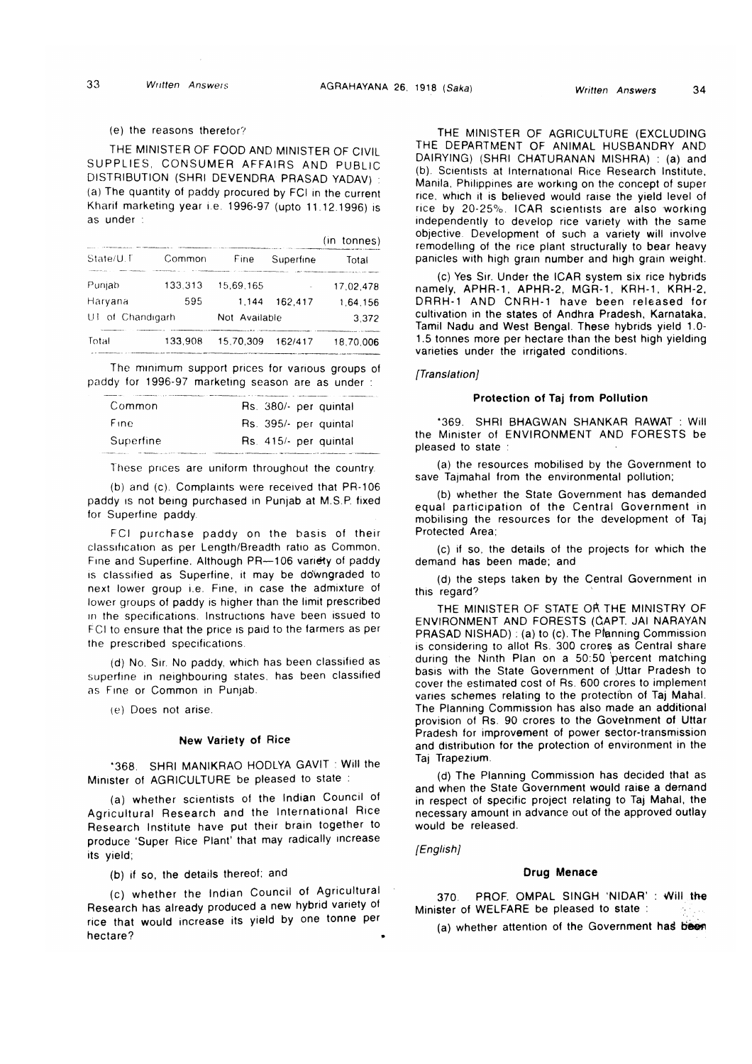(e) the reasons therefor?

THE MINISTER OF FOOD AND MINISTER OF CIVIL SUPPLIES, CONSUMER AFFAIRS AND PUBLIC DISTRIBUTION (SHRI DEVENDRA PRASAD YADAV) : (a) The quantity of paddy procured by FCI in the current Kharif marketing year i.e. 1996-97 (upto 11.12.1996) is as under :

(in tonnes)

| State/U.T. | Common | Fine | Superfine | Total |
|---|---|---|---|---|
| Punjab | 133,313 | 15,69,165 | - | 17,02,478 |
| Haryana | 595 | 1,144 | 162,417 | 1,64,156 |
| UT of Chandigarh | | Not Available | | 3,372 |
| Total | 133,908 | 15,70,309 | 162/417 | 18,70,006 |

The minimum support prices for various groups of paddy for 1996-97 marketing season are as under :

| | |
|---|---|
| Common | Rs. 380/- per quintal |
| Fine | Rs. 395/- per quintal |
| Superfine | Rs. 415/- per quintal |

These prices are uniform throughout the country.

(b) and (c). Complaints were received that PR-106 paddy is not being purchased in Punjab at M.S.P. fixed for Superfine paddy.

FCI purchase paddy on the basis of their classification as per Length/Breadth ratio as Common, Fine and Superfine. Although PR—106 variety of paddy is classified as Superfine, it may be downgraded to next lower group i.e. Fine, in case the admixture of lower groups of paddy is higher than the limit prescribed in the specifications. Instructions have been issued to FCI to ensure that the price is paid to the farmers as per the prescribed specifications.

(d) No, Sir. No paddy, which has been classified as superfine in neighbouring states, has been classified as Fine or Common in Punjab.

(e) Does not arise.

### New Variety of Rice

*368. SHRI MANIKRAO HODLYA GAVIT : Will the Minister of AGRICULTURE be pleased to state :

(a) whether scientists of the Indian Council of Agricultural Research and the International Rice Research Institute have put their brain together to produce 'Super Rice Plant' that may radically increase its yield;

(b) if so, the details thereof; and

(c) whether the Indian Council of Agricultural Research has already produced a new hybrid variety of rice that would increase its yield by one tonne per hectare?

THE MINISTER OF AGRICULTURE (EXCLUDING THE DEPARTMENT OF ANIMAL HUSBANDRY AND DAIRYING) (SHRI CHATURANAN MISHRA) : (a) and (b). Scientists at International Rice Research Institute, Manila, Philippines are working on the concept of super rice, which it is believed would raise the yield level of rice by 20-25%. ICAR scientists are also working independently to develop rice variety with the same objective. Development of such a variety will involve remodelling of the rice plant structurally to bear heavy panicles with high grain number and high grain weight.

(c) Yes Sir. Under the ICAR system six rice hybrids namely, APHR-1, APHR-2, MGR-1, KRH-1, KRH-2, DRRH-1 AND CNRH-1 have been released for cultivation in the states of Andhra Pradesh, Karnataka, Tamil Nadu and West Bengal. These hybrids yield 1.0-1.5 tonnes more per hectare than the best high yielding varieties under the irrigated conditions.

*[Translation]*

### Protection of Taj from Pollution

*369. SHRI BHAGWAN SHANKAR RAWAT : Will the Minister of ENVIRONMENT AND FORESTS be pleased to state :

(a) the resources mobilised by the Government to save Tajmahal from the environmental pollution;

(b) whether the State Government has demanded equal participation of the Central Government in mobilising the resources for the development of Taj Protected Area;

(c) if so, the details of the projects for which the demand has been made; and

(d) the steps taken by the Central Government in this regard?

THE MINISTER OF STATE OF THE MINISTRY OF ENVIRONMENT AND FORESTS (CAPT. JAI NARAYAN PRASAD NISHAD) : (a) to (c). The Planning Commission is considering to allot Rs. 300 crores as Central share during the Ninth Plan on a 50:50 percent matching basis with the State Government of Uttar Pradesh to cover the estimated cost of Rs. 600 crores to implement varies schemes relating to the protection of Taj Mahal. The Planning Commission has also made an additional provision of Rs. 90 crores to the Govetnment of Uttar Pradesh for improvement of power sector-transmission and distribution for the protection of environment in the Taj Trapezium.

(d) The Planning Commission has decided that as and when the State Government would raise a demand in respect of specific project relating to Taj Mahal, the necessary amount in advance out of the approved outlay would be released.

*[English]*

### Drug Menace

370. PROF. OMPAL SINGH 'NIDAR' : Will the Minister of WELFARE be pleased to state :

(a) whether attention of the Government has been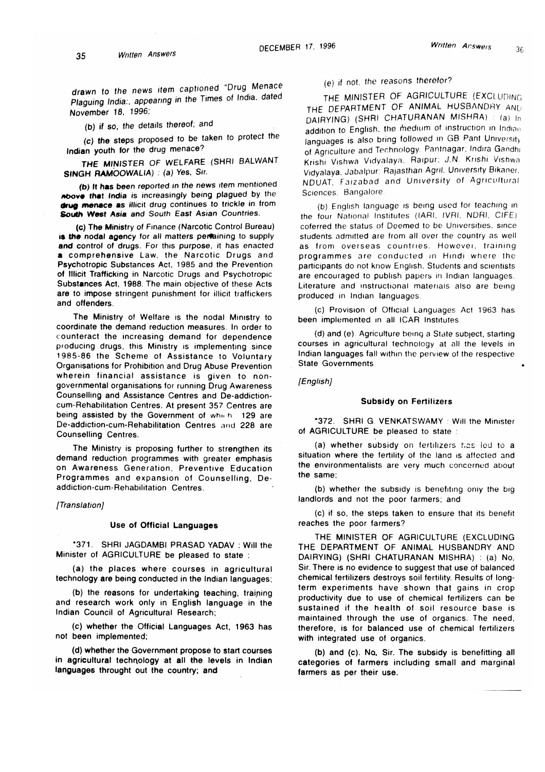drawn to the news item captioned "Drug Menace Plaguing India:, appearing in the Times of India, dated November 18, 1996;

(b) if so, the details thereof; and

(c) the steps proposed to be taken to protect the Indian youth for the drug menace?

*THE MINISTER OF WELFARE* (SHRI BALWANT SINGH RAMOOWALIA) : (a) Yes, Sir.

(b) It has been reported in the news item mentioned above that India is increasingly being plagued by the drug menace as illicit drug continues to trickle in from South West Asia and South East Asian Countries.

(c) The Ministry of Finance (Narcotic Control Bureau) is the nodal agency for all matters pertaining to supply and control of drugs. For this purpose, it has enacted a comprehensive Law, the Narcotic Drugs and Psychotropic Substances Act, 1985 and the Prevention of Illicit Trafficking in Narcotic Drugs and Psychotropic Substances Act, 1988. The main objective of these Acts are to impose stringent punishment for illicit traffickers and offenders.

The Ministry of Welfare is the nodal Ministry to coordinate the demand reduction measures. In order to counteract the increasing demand for dependence producing drugs, this Ministry is implementing since 1985-86 the Scheme of Assistance to Voluntary Organisations for Prohibition and Drug Abuse Prevention wherein financial assistance is given to non-governmental organisations for running Drug Awareness Counselling and Assistance Centres and De-addiction-cum-Rehabilitation Centres. At present 357 Centres are being assisted by the Government of which 129 are De-addiction-cum-Rehabilitation Centres and 228 are Counselling Centres.

The Ministry is proposing further to strengthen its demand reduction programmes with greater emphasis on Awareness Generation, Preventive Education Programmes and expansion of Counselling, De-addiction-cum-Rehabilitation Centres.

*[Translation]*

### Use of Official Languages

*371. SHRI JAGDAMBI PRASAD YADAV : Will the Minister of AGRICULTURE be pleased to state :

(a) the places where courses in agricultural technology are being conducted in the Indian languages;

(b) the reasons for undertaking teaching, training and research work only in English language in the Indian Council of Agricultural Research;

(c) whether the Official Languages Act, 1963 has not been implemented;

(d) whether the Government propose to start courses in agricultural technology at all the levels in Indian languages throught out the country; and

(e) if not, the reasons therefor?

THE MINISTER OF AGRICULTURE (EXCLUDING THE DEPARTMENT OF ANIMAL HUSBANDRY AND DAIRYING) (SHRI CHATURANAN MISHRA) : (a) In addition to English, the medium of instruction in Indian languages is also bring followed in GB Pant University of Agriculture and Technology. Pantnagar; Indira Gandhi Krishi Vishwa Vidyalaya, Raipur; J.N. Krishi Vishwa Vidyalaya, Jabalpur; Rajasthan Agril. University Bikaner, NDUAT, Faizabad and University of Agricultural Sciences, Bangalore.

(b) English language is being used for teaching in the four National Institutes (IARI, IVRI, NDRI, CIFE) coferred the status of Deemed to be Universities, since students admitted are from all over the country as well as from overseas countries. However, training programmes are conducted in Hindi where the participants do not know English. Students and scientists are encouraged to publish papers in Indian languages. Literature and instructional materials also are being produced in Indian languages.

(c) Provision of Official Languages Act 1963 has been implemented in all ICAR Institutes.

(d) and (e). Agriculture being a State subject, starting courses in agricultural technology at all the levels in Indian languages fall within the perview of the respective State Governments.

*[English]*

### Subsidy on Fertilizers

*372. SHRI G. VENKATSWAMY : Will the Minister of AGRICULTURE be pleased to state :

(a) whether subsidy on fertilizers has led to a situation where the fertility of the land is affected and the environmentalists are very much concerned about the same;

(b) whether the subsidy is benefiting only the big landlords and not the poor farmers; and

(c) if so, the steps taken to ensure that its benefit reaches the poor farmers?

THE MINISTER OF AGRICULTURE (EXCLUDING THE DEPARTMENT OF ANIMAL HUSBANDRY AND DAIRYING) (SHRI CHATURANAN MISHRA) : (a) No, Sir. There is no evidence to suggest that use of balanced chemical fertilizers destroys soil fertility. Results of long-term experiments have shown that gains in crop productivity due to use of chemical fertilizers can be sustained if the health of soil resource base is maintained through the use of organics. The need, therefore, is for balanced use of chemical fertilizers with integrated use of organics.

(b) and (c). No, Sir. The subsidy is benefitting all categories of farmers including small and marginal farmers as per their use.